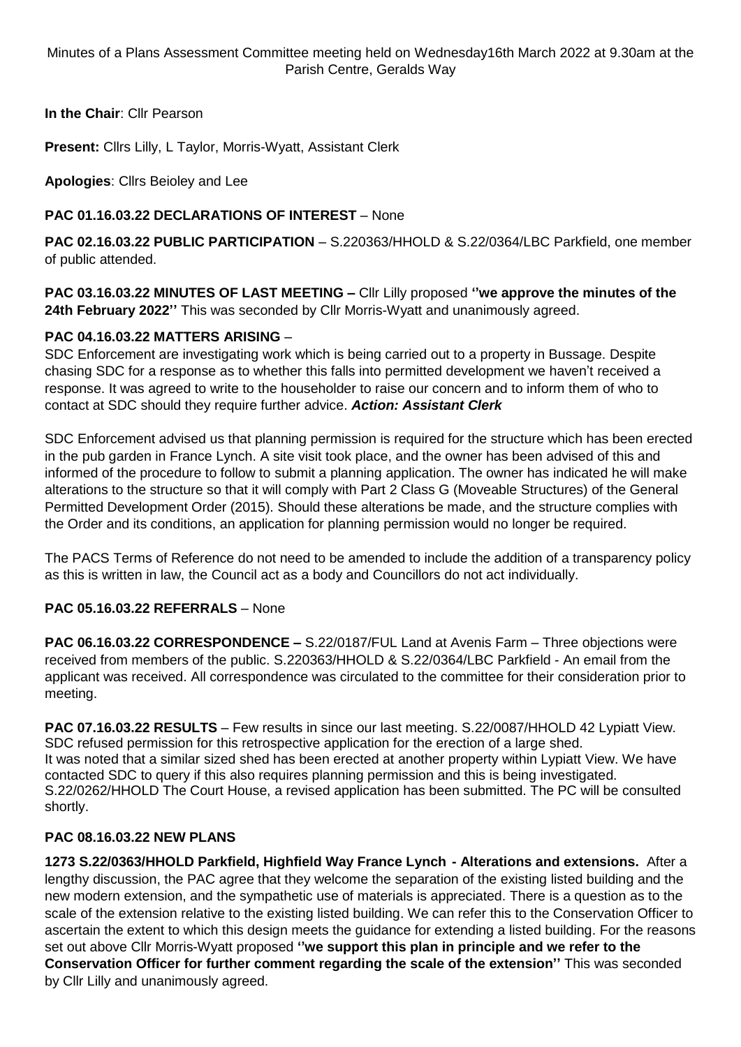Minutes of a Plans Assessment Committee meeting held on Wednesday16th March 2022 at 9.30am at the Parish Centre, Geralds Way

**In the Chair**: Cllr Pearson

**Present:** Cllrs Lilly, L Taylor, Morris-Wyatt, Assistant Clerk

**Apologies**: Cllrs Beioley and Lee

**PAC 01.16.03.22 DECLARATIONS OF INTEREST** – None

**PAC 02.16.03.22 PUBLIC PARTICIPATION** – S.220363/HHOLD & S.22/0364/LBC Parkfield, one member of public attended.

**PAC 03.16.03.22 MINUTES OF LAST MEETING –** Cllr Lilly proposed **''we approve the minutes of the 24th February 2022''** This was seconded by Cllr Morris-Wyatt and unanimously agreed.

**PAC 04.16.03.22 MATTERS ARISING** –

SDC Enforcement are investigating work which is being carried out to a property in Bussage. Despite chasing SDC for a response as to whether this falls into permitted development we haven't received a response. It was agreed to write to the householder to raise our concern and to inform them of who to contact at SDC should they require further advice. ***Action: Assistant Clerk***

SDC Enforcement advised us that planning permission is required for the structure which has been erected in the pub garden in France Lynch. A site visit took place, and the owner has been advised of this and informed of the procedure to follow to submit a planning application. The owner has indicated he will make alterations to the structure so that it will comply with Part 2 Class G (Moveable Structures) of the General Permitted Development Order (2015). Should these alterations be made, and the structure complies with the Order and its conditions, an application for planning permission would no longer be required.

The PACS Terms of Reference do not need to be amended to include the addition of a transparency policy as this is written in law, the Council act as a body and Councillors do not act individually.

**PAC 05.16.03.22 REFERRALS** – None

**PAC 06.16.03.22 CORRESPONDENCE –** S.22/0187/FUL Land at Avenis Farm – Three objections were received from members of the public. S.220363/HHOLD & S.22/0364/LBC Parkfield - An email from the applicant was received. All correspondence was circulated to the committee for their consideration prior to meeting.

**PAC 07.16.03.22 RESULTS** – Few results in since our last meeting. S.22/0087/HHOLD 42 Lypiatt View. SDC refused permission for this retrospective application for the erection of a large shed.
It was noted that a similar sized shed has been erected at another property within Lypiatt View. We have contacted SDC to query if this also requires planning permission and this is being investigated.
S.22/0262/HHOLD The Court House, a revised application has been submitted. The PC will be consulted shortly.

**PAC 08.16.03.22 NEW PLANS**

**1273 S.22/0363/HHOLD Parkfield, Highfield Way France Lynch - Alterations and extensions.** After a lengthy discussion, the PAC agree that they welcome the separation of the existing listed building and the new modern extension, and the sympathetic use of materials is appreciated. There is a question as to the scale of the extension relative to the existing listed building. We can refer this to the Conservation Officer to ascertain the extent to which this design meets the guidance for extending a listed building. For the reasons set out above Cllr Morris-Wyatt proposed **''we support this plan in principle and we refer to the Conservation Officer for further comment regarding the scale of the extension''** This was seconded by Cllr Lilly and unanimously agreed.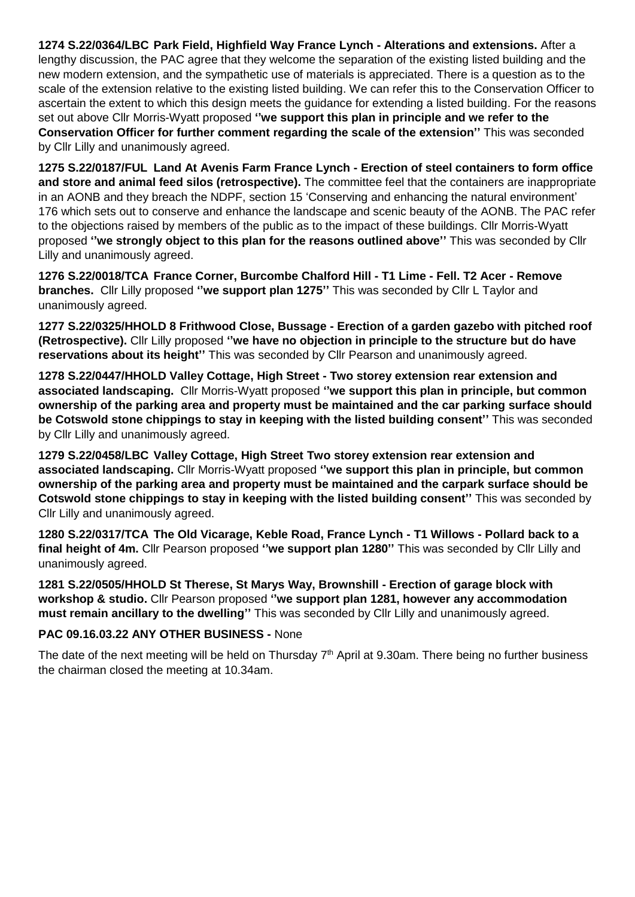**1274 S.22/0364/LBC Park Field, Highfield Way France Lynch - Alterations and extensions.** After a lengthy discussion, the PAC agree that they welcome the separation of the existing listed building and the new modern extension, and the sympathetic use of materials is appreciated. There is a question as to the scale of the extension relative to the existing listed building. We can refer this to the Conservation Officer to ascertain the extent to which this design meets the guidance for extending a listed building. For the reasons set out above Cllr Morris-Wyatt proposed **''we support this plan in principle and we refer to the Conservation Officer for further comment regarding the scale of the extension''** This was seconded by Cllr Lilly and unanimously agreed.

**1275 S.22/0187/FUL Land At Avenis Farm France Lynch - Erection of steel containers to form office and store and animal feed silos (retrospective).** The committee feel that the containers are inappropriate in an AONB and they breach the NDPF, section 15 'Conserving and enhancing the natural environment' 176 which sets out to conserve and enhance the landscape and scenic beauty of the AONB. The PAC refer to the objections raised by members of the public as to the impact of these buildings. Cllr Morris-Wyatt proposed **''we strongly object to this plan for the reasons outlined above''** This was seconded by Cllr Lilly and unanimously agreed.

**1276 S.22/0018/TCA France Corner, Burcombe Chalford Hill - T1 Lime - Fell. T2 Acer - Remove branches.** Cllr Lilly proposed **''we support plan 1275''** This was seconded by Cllr L Taylor and unanimously agreed.

**1277 S.22/0325/HHOLD 8 Frithwood Close, Bussage - Erection of a garden gazebo with pitched roof (Retrospective).** Cllr Lilly proposed **''we have no objection in principle to the structure but do have reservations about its height''** This was seconded by Cllr Pearson and unanimously agreed.

**1278 S.22/0447/HHOLD Valley Cottage, High Street - Two storey extension rear extension and associated landscaping.** Cllr Morris-Wyatt proposed **''we support this plan in principle, but common ownership of the parking area and property must be maintained and the car parking surface should be Cotswold stone chippings to stay in keeping with the listed building consent''** This was seconded by Cllr Lilly and unanimously agreed.

**1279 S.22/0458/LBC Valley Cottage, High Street Two storey extension rear extension and associated landscaping.** Cllr Morris-Wyatt proposed **''we support this plan in principle, but common ownership of the parking area and property must be maintained and the carpark surface should be Cotswold stone chippings to stay in keeping with the listed building consent''** This was seconded by Cllr Lilly and unanimously agreed.

**1280 S.22/0317/TCA The Old Vicarage, Keble Road, France Lynch - T1 Willows - Pollard back to a final height of 4m.** Cllr Pearson proposed **''we support plan 1280''** This was seconded by Cllr Lilly and unanimously agreed.

**1281 S.22/0505/HHOLD St Therese, St Marys Way, Brownshill - Erection of garage block with workshop & studio.** Cllr Pearson proposed **''we support plan 1281, however any accommodation must remain ancillary to the dwelling''** This was seconded by Cllr Lilly and unanimously agreed.

**PAC 09.16.03.22 ANY OTHER BUSINESS -** None

The date of the next meeting will be held on Thursday 7th April at 9.30am. There being no further business the chairman closed the meeting at 10.34am.